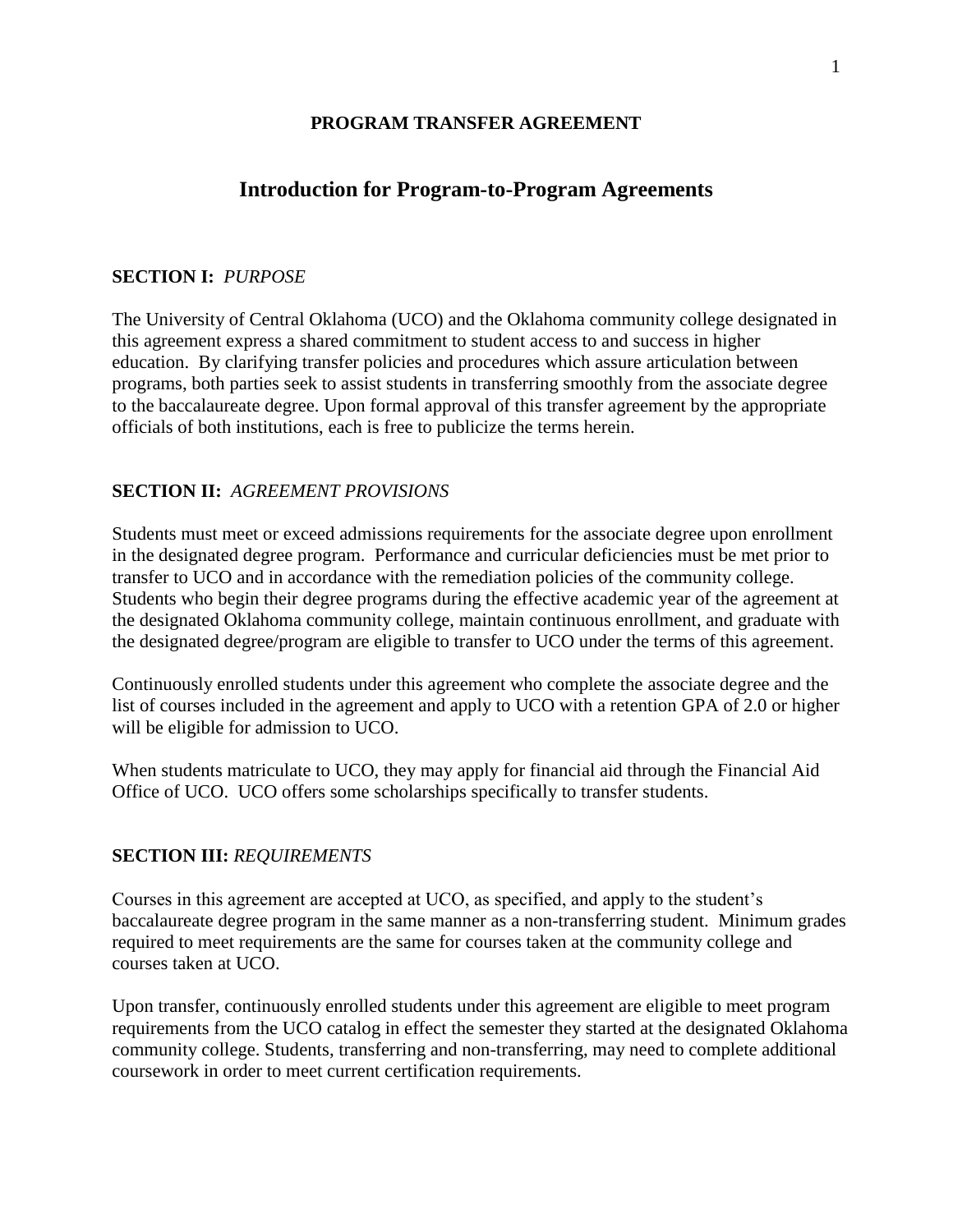**PROGRAM TRANSFER AGREEMENT**

# Introduction for Program-to-Program Agreements

**SECTION I:** *PURPOSE*

The University of Central Oklahoma (UCO) and the Oklahoma community college designated in this agreement express a shared commitment to student access to and success in higher education. By clarifying transfer policies and procedures which assure articulation between programs, both parties seek to assist students in transferring smoothly from the associate degree to the baccalaureate degree. Upon formal approval of this transfer agreement by the appropriate officials of both institutions, each is free to publicize the terms herein.

**SECTION II:** *AGREEMENT PROVISIONS*

Students must meet or exceed admissions requirements for the associate degree upon enrollment in the designated degree program. Performance and curricular deficiencies must be met prior to transfer to UCO and in accordance with the remediation policies of the community college. Students who begin their degree programs during the effective academic year of the agreement at the designated Oklahoma community college, maintain continuous enrollment, and graduate with the designated degree/program are eligible to transfer to UCO under the terms of this agreement.

Continuously enrolled students under this agreement who complete the associate degree and the list of courses included in the agreement and apply to UCO with a retention GPA of 2.0 or higher will be eligible for admission to UCO.

When students matriculate to UCO, they may apply for financial aid through the Financial Aid Office of UCO. UCO offers some scholarships specifically to transfer students.

**SECTION III:** *REQUIREMENTS*

Courses in this agreement are accepted at UCO, as specified, and apply to the student's baccalaureate degree program in the same manner as a non-transferring student. Minimum grades required to meet requirements are the same for courses taken at the community college and courses taken at UCO.

Upon transfer, continuously enrolled students under this agreement are eligible to meet program requirements from the UCO catalog in effect the semester they started at the designated Oklahoma community college. Students, transferring and non-transferring, may need to complete additional coursework in order to meet current certification requirements.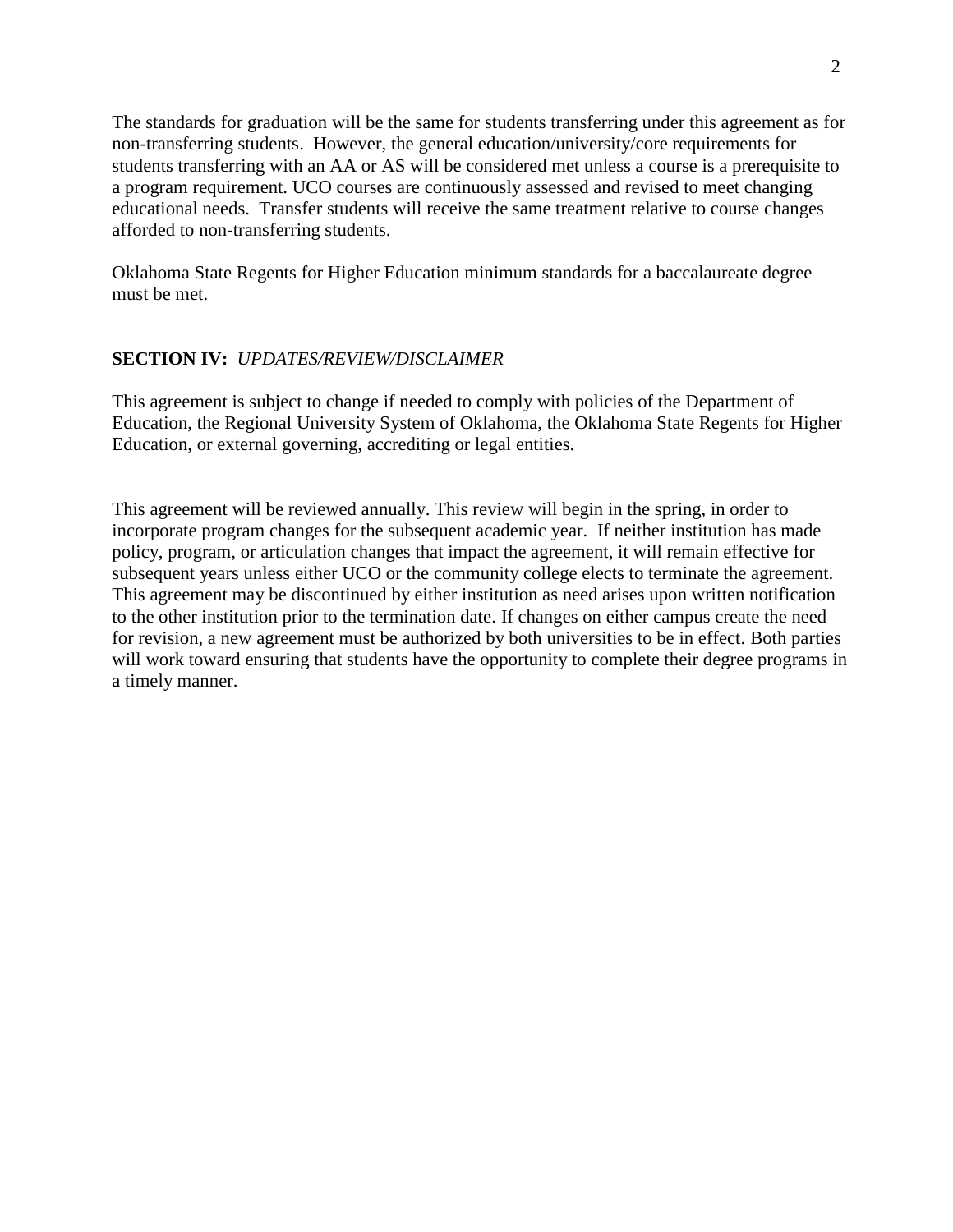The standards for graduation will be the same for students transferring under this agreement as for non-transferring students. However, the general education/university/core requirements for students transferring with an AA or AS will be considered met unless a course is a prerequisite to a program requirement. UCO courses are continuously assessed and revised to meet changing educational needs. Transfer students will receive the same treatment relative to course changes afforded to non-transferring students.

Oklahoma State Regents for Higher Education minimum standards for a baccalaureate degree must be met.

## SECTION IV: *UPDATES/REVIEW/DISCLAIMER*

This agreement is subject to change if needed to comply with policies of the Department of Education, the Regional University System of Oklahoma, the Oklahoma State Regents for Higher Education, or external governing, accrediting or legal entities.

This agreement will be reviewed annually. This review will begin in the spring, in order to incorporate program changes for the subsequent academic year. If neither institution has made policy, program, or articulation changes that impact the agreement, it will remain effective for subsequent years unless either UCO or the community college elects to terminate the agreement. This agreement may be discontinued by either institution as need arises upon written notification to the other institution prior to the termination date. If changes on either campus create the need for revision, a new agreement must be authorized by both universities to be in effect. Both parties will work toward ensuring that students have the opportunity to complete their degree programs in a timely manner.